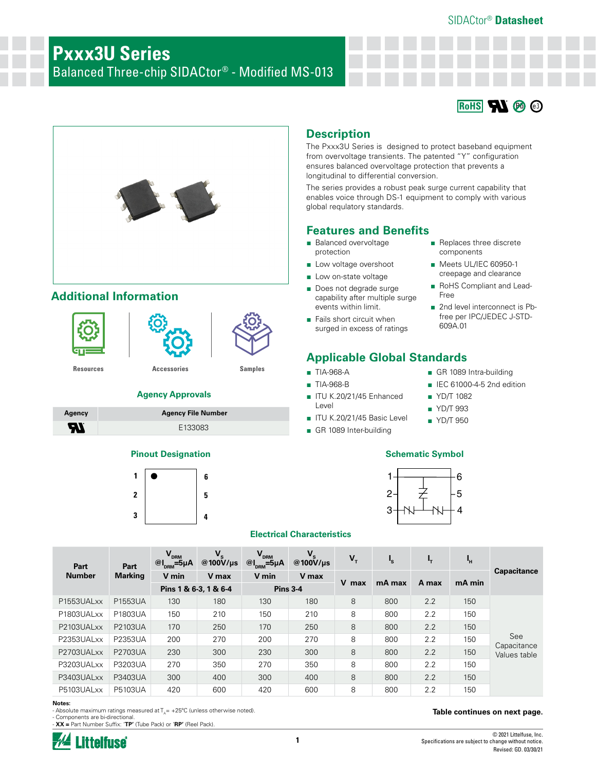SIDACtor® **Datasheet**

# Pxxx3U Series

Balanced Three-chip SIDACtor® - Modified MS-013

## Description

The Pxxx3U Series is designed to protect baseband equipment from overvoltage transients. The patented "Y" configuration ensures balanced overvoltage protection that prevents a longitudinal to differential conversion.

The series provides a robust peak surge current capability that enables voice through DS-1 equipment to comply with various global regulatory standards.

## Features and Benefits

- Balanced overvoltage protection
- Low voltage overshoot
- Low on-state voltage
- Does not degrade surge capability after multiple surge events within limit.
- Fails short circuit when surged in excess of ratings
- Replaces three discrete components
- Meets UL/IEC 60950-1 creepage and clearance
- RoHS Compliant and Lead-Free
- 2nd level interconnect is Pb-free per IPC/JEDEC J-STD-609A.01

## Additional Information

Resources | Accessories | Samples

## Applicable Global Standards

- TIA-968-A
- TIA-968-B
- ITU K.20/21/45 Enhanced Level
- ITU K.20/21/45 Basic Level
- GR 1089 Inter-building
- GR 1089 Intra-building
- IEC 61000-4-5 2nd edition
- YD/T 1082
- YD/T 993
- YD/T 950

### Agency Approvals

| Agency | Agency File Number |
|---|---|
| UL | E133083 |

### Pinout Designation

Pins 1, 2, 3 (left side, top to bottom); Pins 6, 5, 4 (right side, top to bottom)

### Schematic Symbol

### Electrical Characteristics

| Part Number | Part Marking | $V_{DRM}$ @$I_{DRM}$=5µA | $V_S$ @100V/µs | $V_{DRM}$ @$I_{DRM}$=5µA | $V_S$ @100V/µs | $V_T$ | $I_S$ | $I_T$ | $I_H$ | Capacitance |
|---|---|---|---|---|---|---|---|---|---|---|
| | | V min | V max | V min | V max | V max | mA max | A max | mA min | |
| | | Pins 1 & 6-3, 1 & 6-4 | | Pins 3-4 | | | | | | |
| P1553UALxx | P1553UA | 130 | 180 | 130 | 180 | 8 | 800 | 2.2 | 150 | See Capacitance Values table |
| P1803UALxx | P1803UA | 150 | 210 | 150 | 210 | 8 | 800 | 2.2 | 150 | |
| P2103UALxx | P2103UA | 170 | 250 | 170 | 250 | 8 | 800 | 2.2 | 150 | |
| P2353UALxx | P2353UA | 200 | 270 | 200 | 270 | 8 | 800 | 2.2 | 150 | |
| P2703UALxx | P2703UA | 230 | 300 | 230 | 300 | 8 | 800 | 2.2 | 150 | |
| P3203UALxx | P3203UA | 270 | 350 | 270 | 350 | 8 | 800 | 2.2 | 150 | |
| P3403UALxx | P3403UA | 300 | 400 | 300 | 400 | 8 | 800 | 2.2 | 150 | |
| P5103UALxx | P5103UA | 420 | 600 | 420 | 600 | 8 | 800 | 2.2 | 150 | |

**Notes:**
- Absolute maximum ratings measured at $T_A$ = +25ºC (unless otherwise noted).
- Components are bi-directional.
- **XX =** Part Number Suffix: '**TP'** (Tube Pack) or '**RP'** (Reel Pack).

**Table continues on next page.**

© 2021 Littelfuse, Inc.
Specifications are subject to change without notice.
Revised: GD. 03/30/21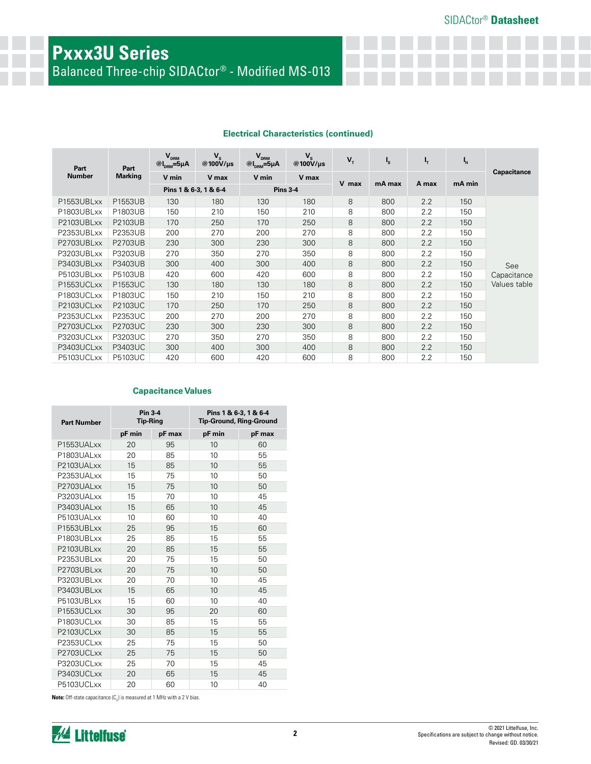## Electrical Characteristics (continued)

| Part Number | Part Marking | $V_{DRM}$ @$I_{DRM}$=5μA | $V_S$ @100V/μs | $V_{DRM}$ @$I_{DRM}$=5μA | $V_S$ @100V/μs | $V_T$ | $I_S$ | $I_T$ | $I_H$ | Capacitance |
|---|---|---|---|---|---|---|---|---|---|---|
| | | V min | V max | V min | V max | V max | mA max | A max | mA min | |
| | | Pins 1 & 6-3, 1 & 6-4 | | Pins 3-4 | | | | | | |
| P1553UBLxx | P1553UB | 130 | 180 | 130 | 180 | 8 | 800 | 2.2 | 150 | See Capacitance Values table |
| P1803UBLxx | P1803UB | 150 | 210 | 150 | 210 | 8 | 800 | 2.2 | 150 | |
| P2103UBLxx | P2103UB | 170 | 250 | 170 | 250 | 8 | 800 | 2.2 | 150 | |
| P2353UBLxx | P2353UB | 200 | 270 | 200 | 270 | 8 | 800 | 2.2 | 150 | |
| P2703UBLxx | P2703UB | 230 | 300 | 230 | 300 | 8 | 800 | 2.2 | 150 | |
| P3203UBLxx | P3203UB | 270 | 350 | 270 | 350 | 8 | 800 | 2.2 | 150 | |
| P3403UBLxx | P3403UB | 300 | 400 | 300 | 400 | 8 | 800 | 2.2 | 150 | |
| P5103UBLxx | P5103UB | 420 | 600 | 420 | 600 | 8 | 800 | 2.2 | 150 | |
| P1553UCLxx | P1553UC | 130 | 180 | 130 | 180 | 8 | 800 | 2.2 | 150 | |
| P1803UCLxx | P1803UC | 150 | 210 | 150 | 210 | 8 | 800 | 2.2 | 150 | |
| P2103UCLxx | P2103UC | 170 | 250 | 170 | 250 | 8 | 800 | 2.2 | 150 | |
| P2353UCLxx | P2353UC | 200 | 270 | 200 | 270 | 8 | 800 | 2.2 | 150 | |
| P2703UCLxx | P2703UC | 230 | 300 | 230 | 300 | 8 | 800 | 2.2 | 150 | |
| P3203UCLxx | P3203UC | 270 | 350 | 270 | 350 | 8 | 800 | 2.2 | 150 | |
| P3403UCLxx | P3403UC | 300 | 400 | 300 | 400 | 8 | 800 | 2.2 | 150 | |
| P5103UCLxx | P5103UC | 420 | 600 | 420 | 600 | 8 | 800 | 2.2 | 150 | |

## Capacitance Values

| Part Number | Pin 3-4 Tip-Ring | | Pins 1 & 6-3, 1 & 6-4 Tip-Ground, Ring-Ground | |
|---|---|---|---|---|
| | pF min | pF max | pF min | pF max |
| P1553UALxx | 20 | 95 | 10 | 60 |
| P1803UALxx | 20 | 85 | 10 | 55 |
| P2103UALxx | 15 | 85 | 10 | 55 |
| P2353UALxx | 15 | 75 | 10 | 50 |
| P2703UALxx | 15 | 75 | 10 | 50 |
| P3203UALxx | 15 | 70 | 10 | 45 |
| P3403UALxx | 15 | 65 | 10 | 45 |
| P5103UALxx | 10 | 60 | 10 | 40 |
| P1553UBLxx | 25 | 95 | 15 | 60 |
| P1803UBLxx | 25 | 85 | 15 | 55 |
| P2103UBLxx | 20 | 85 | 15 | 55 |
| P2353UBLxx | 20 | 75 | 15 | 50 |
| P2703UBLxx | 20 | 75 | 10 | 50 |
| P3203UBLxx | 20 | 70 | 10 | 45 |
| P3403UBLxx | 15 | 65 | 10 | 45 |
| P5103UBLxx | 15 | 60 | 10 | 40 |
| P1553UCLxx | 30 | 95 | 20 | 60 |
| P1803UCLxx | 30 | 85 | 15 | 55 |
| P2103UCLxx | 30 | 85 | 15 | 55 |
| P2353UCLxx | 25 | 75 | 15 | 50 |
| P2703UCLxx | 25 | 75 | 15 | 50 |
| P3203UCLxx | 25 | 70 | 15 | 45 |
| P3403UCLxx | 20 | 65 | 15 | 45 |
| P5103UCLxx | 20 | 60 | 10 | 40 |

**Note:** Off-state capacitance ($C_O$) is measured at 1 MHz with a 2 V bias.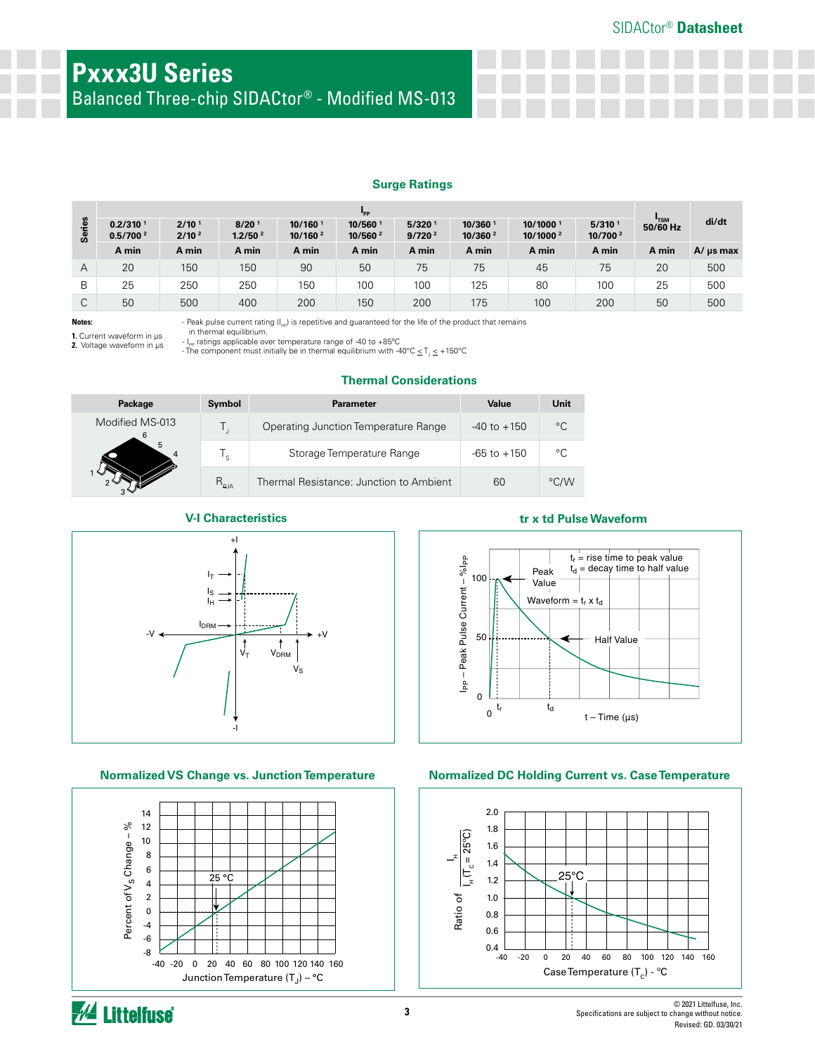# Pxxx3U Series

Balanced Three-chip SIDACtor® - Modified MS-013

## Surge Ratings

| Series | $I_{PP}$ | | | | | | | | | $I_{TSM}$ 50/60 Hz | di/dt |
|---|---|---|---|---|---|---|---|---|---|---|---|
| | 0.2/310 [1] 0.5/700 [2] | 2/10 [1] 2/10 [2] | 8/20 [1] 1.2/50 [2] | 10/160 [1] 10/160 [2] | 10/560 [1] 10/560 [2] | 5/320 [1] 9/720 [2] | 10/360 [1] 10/360 [2] | 10/1000 [1] 10/1000 [2] | 5/310 [1] 10/700 [2] | | |
| | A min | A min | A min | A min | A min | A min | A min | A min | A min | A min | A/ µs max |
| A | 20 | 150 | 150 | 90 | 50 | 75 | 75 | 45 | 75 | 20 | 500 |
| B | 25 | 250 | 250 | 150 | 100 | 100 | 125 | 80 | 100 | 25 | 500 |
| C | 50 | 500 | 400 | 200 | 150 | 200 | 175 | 100 | 200 | 50 | 500 |

**Notes:**

**1.** Current waveform in µs
**2.** Voltage waveform in µs

- Peak pulse current rating ($I_{PP}$) is repetitive and guaranteed for the life of the product that remains in thermal equilibrium.
- $I_{PP}$ ratings applicable over temperature range of -40 to +85°C
- The component must initially be in thermal equilibrium with -40°C ≤ $T_J$ ≤ +150°C

## Thermal Considerations

| Package | Symbol | Parameter | Value | Unit |
|---|---|---|---|---|
| Modified MS-013 | $T_J$ | Operating Junction Temperature Range | -40 to +150 | °C |
| | $T_S$ | Storage Temperature Range | -65 to +150 | °C |
| | $R_{\theta JA}$ | Thermal Resistance: Junction to Ambient | 60 | °C/W |

### V-I Characteristics

### tr x td Pulse Waveform

### Normalized VS Change vs. Junction Temperature

### Normalized DC Holding Current vs. Case Temperature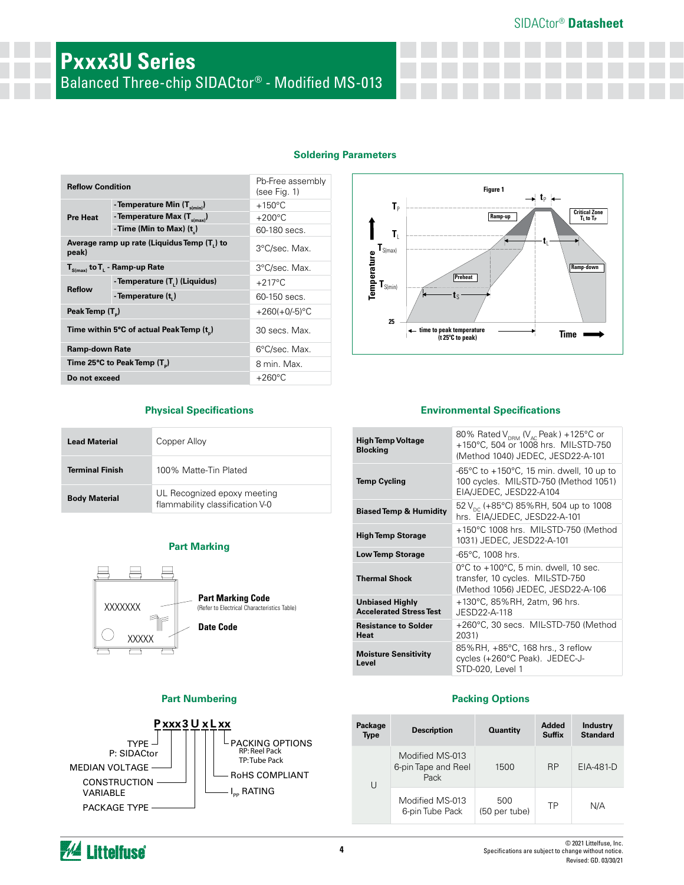# Pxxx3U Series

Balanced Three-chip SIDACtor® - Modified MS-013

## Soldering Parameters

| Reflow Condition | | Pb-Free assembly (see Fig. 1) |
|---|---|---|
| Pre Heat | - Temperature Min ($T_{s(min)}$) | +150°C |
| | - Temperature Max ($T_{s(max)}$) | +200°C |
| | - Time (Min to Max) ($t_s$) | 60-180 secs. |
| Average ramp up rate (Liquidus Temp ($T_L$) to peak) | | 3°C/sec. Max. |
| $T_{S(max)}$ to $T_L$ - Ramp-up Rate | | 3°C/sec. Max. |
| Reflow | - Temperature ($T_L$) (Liquidus) | +217°C |
| | - Temperature ($t_L$) | 60-150 secs. |
| Peak Temp ($T_P$) | | +260(+0/-5)°C |
| Time within 5°C of actual Peak Temp ($t_p$) | | 30 secs. Max. |
| Ramp-down Rate | | 6°C/sec. Max. |
| Time 25°C to Peak Temp ($T_P$) | | 8 min. Max. |
| Do not exceed | | +260°C |

Figure 1

## Physical Specifications

| Lead Material | Copper Alloy |
|---|---|
| Terminal Finish | 100% Matte-Tin Plated |
| Body Material | UL Recognized epoxy meeting flammability classification V-0 |

## Environmental Specifications

| High Temp Voltage Blocking | 80% Rated $V_{DRM}$ ($V_{AC}$ Peak) +125°C or +150°C, 504 or 1008 hrs. MIL-STD-750 (Method 1040) JEDEC, JESD22-A-101 |
|---|---|
| Temp Cycling | -65°C to +150°C, 15 min. dwell, 10 up to 100 cycles. MIL-STD-750 (Method 1051) EIA/JEDEC, JESD22-A104 |
| Biased Temp & Humidity | 52 $V_{DC}$ (+85°C) 85%RH, 504 up to 1008 hrs. EIA/JEDEC, JESD22-A-101 |
| High Temp Storage | +150°C 1008 hrs. MIL-STD-750 (Method 1031) JEDEC, JESD22-A-101 |
| Low Temp Storage | -65°C, 1008 hrs. |
| Thermal Shock | 0°C to +100°C, 5 min. dwell, 10 sec. transfer, 10 cycles. MIL-STD-750 (Method 1056) JEDEC, JESD22-A-106 |
| Unbiased Highly Accelerated Stress Test | +130°C, 85%RH, 2atm, 96 hrs. JESD22-A-118 |
| Resistance to Solder Heat | +260°C, 30 secs. MIL-STD-750 (Method 2031) |
| Moisture Sensitivity Level | 85%RH, +85°C, 168 hrs., 3 reflow cycles (+260°C Peak). JEDEC-J-STD-020, Level 1 |

## Part Marking

XXXXXXX — Part Marking Code (Refer to Electrical Characteristics Table)

XXXXX — Date Code

## Part Numbering

P xxx 3 U x L xx

- TYPE — P: SIDACtor
- MEDIAN VOLTAGE
- CONSTRUCTION VARIABLE
- PACKAGE TYPE
- $I_{PP}$ RATING
- RoHS COMPLIANT
- PACKING OPTIONS — RP: Reel Pack; TP: Tube Pack

## Packing Options

| Package Type | Description | Quantity | Added Suffix | Industry Standard |
|---|---|---|---|---|
| U | Modified MS-013 6-pin Tape and Reel Pack | 1500 | RP | EIA-481-D |
| | Modified MS-013 6-pin Tube Pack | 500 (50 per tube) | TP | N/A |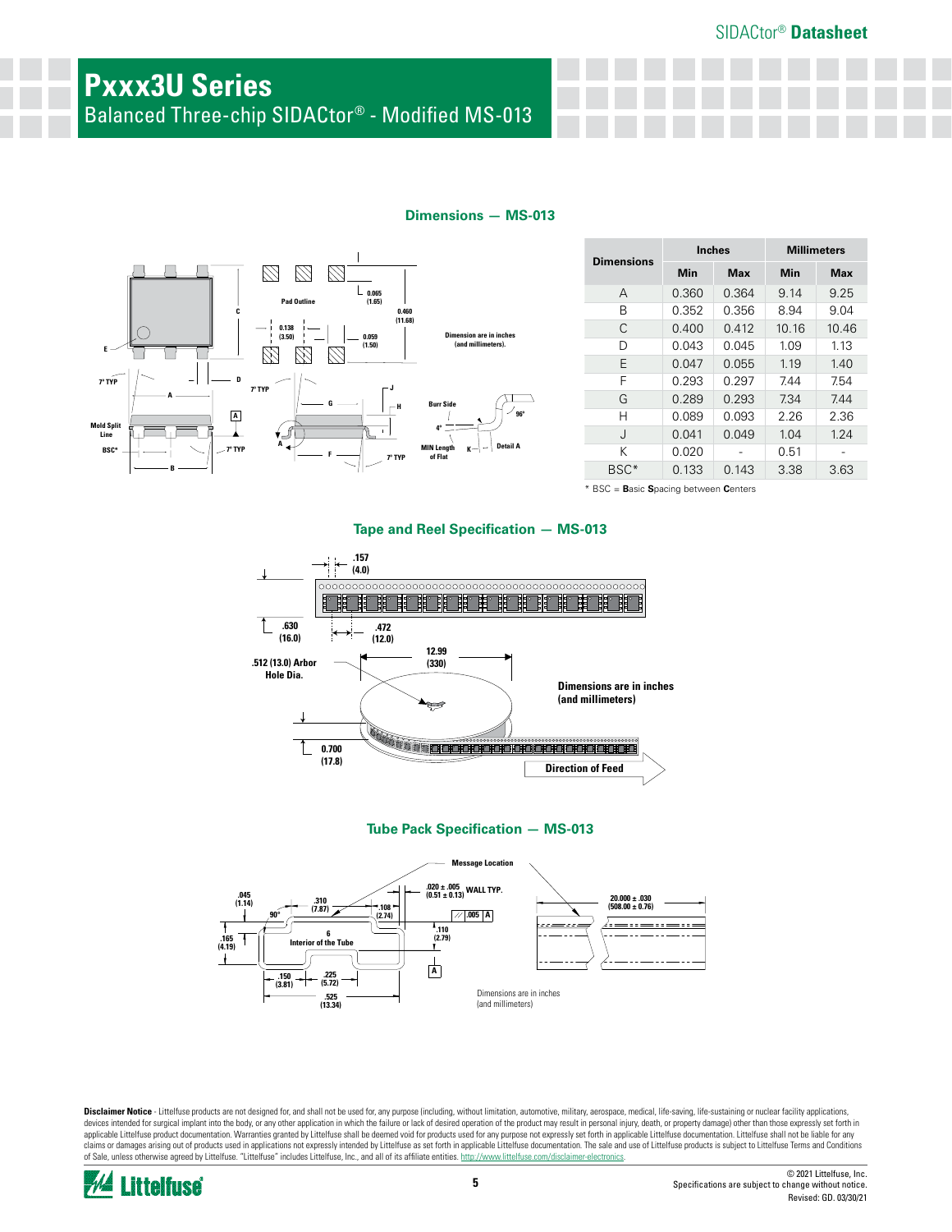# Pxxx3U Series

Balanced Three-chip SIDACtor® - Modified MS-013

## Dimensions — MS-013

Pad Outline

0.065 (1.65)

0.460 (11.68)

0.138 (3.50)

0.059 (1.50)

Dimension are in inches (and millimeters).

7° TYP

Mold Split Line

BSC*

Burr Side

96°

4°

MIN Length of Flat

Detail A

| Dimensions | Inches | | Millimeters | |
|---|---|---|---|---|
| | Min | Max | Min | Max |
| A | 0.360 | 0.364 | 9.14 | 9.25 |
| B | 0.352 | 0.356 | 8.94 | 9.04 |
| C | 0.400 | 0.412 | 10.16 | 10.46 |
| D | 0.043 | 0.045 | 1.09 | 1.13 |
| E | 0.047 | 0.055 | 1.19 | 1.40 |
| F | 0.293 | 0.297 | 7.44 | 7.54 |
| G | 0.289 | 0.293 | 7.34 | 7.44 |
| H | 0.089 | 0.093 | 2.26 | 2.36 |
| J | 0.041 | 0.049 | 1.04 | 1.24 |
| K | 0.020 | - | 0.51 | - |
| BSC* | 0.133 | 0.143 | 3.38 | 3.63 |

\* BSC = **B**asic **S**pacing between **C**enters

## Tape and Reel Specification — MS-013

.157 (4.0)

.630 (16.0)

.472 (12.0)

12.99 (330)

.512 (13.0) Arbor Hole Dia.

Dimensions are in inches (and millimeters)

0.700 (17.8)

Direction of Feed

## Tube Pack Specification — MS-013

Message Location

.045 (1.14)

.310 (7.87)

90°

.020 ± .005 (0.51 ± 0.13) WALL TYP.

.108 (2.74)

.005 A

20.000 ± .030 (508.00 ± 0.76)

.165 (4.19)

6 Interior of the Tube

.110 (2.79)

A

.150 (3.81)

.225 (5.72)

.525 (13.34)

Dimensions are in inches (and millimeters)

**Disclaimer Notice** - Littelfuse products are not designed for, and shall not be used for, any purpose (including, without limitation, automotive, military, aerospace, medical, life-saving, life-sustaining or nuclear facility applications, devices intended for surgical implant into the body, or any other application in which the failure or lack of desired operation of the product may result in personal injury, death, or property damage) other than those expressly set forth in applicable Littelfuse product documentation. Warranties granted by Littelfuse shall be deemed void for products used for any purpose not expressly set forth in applicable Littelfuse documentation. Littelfuse shall not be liable for any claims or damages arising out of products used in applications not expressly intended by Littelfuse as set forth in applicable Littelfuse documentation. The sale and use of Littelfuse products is subject to Littelfuse Terms and Conditions of Sale, unless otherwise agreed by Littelfuse. "Littelfuse" includes Littelfuse, Inc., and all of its affiliate entities. http://www.littelfuse.com/disclaimer-electronics.

© 2021 Littelfuse, Inc.
Specifications are subject to change without notice.
Revised: GD. 03/30/21